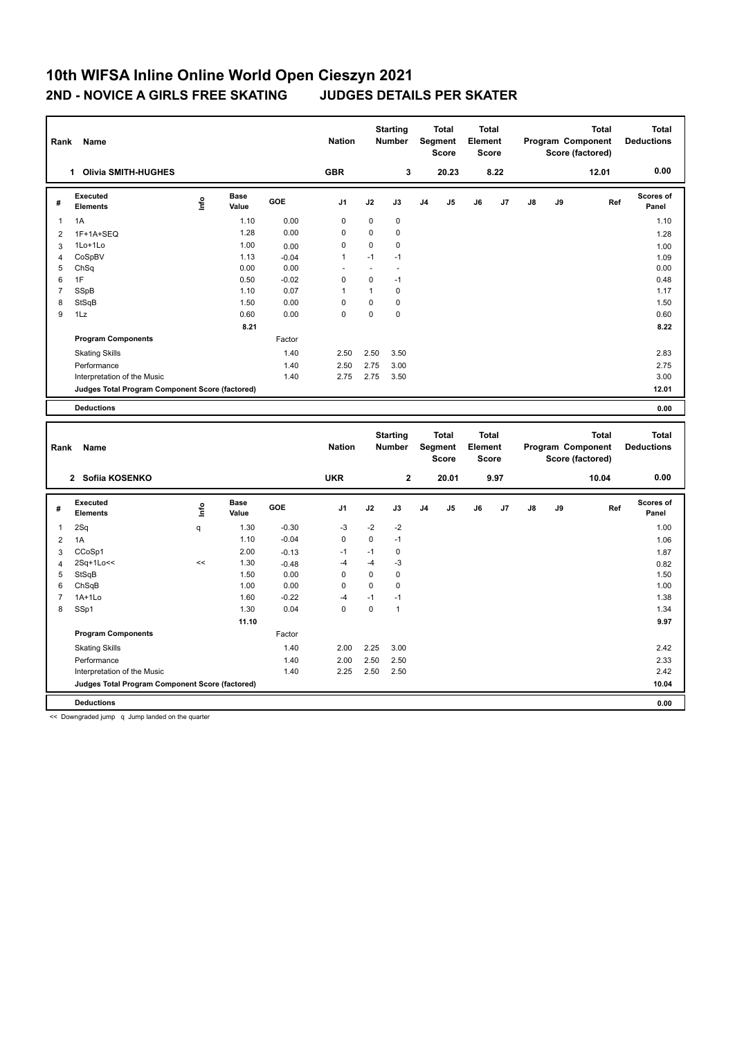# 10th WIFSA Inline Online World Open Cieszyn 2021

## 2ND - NOVICE A GIRLS FREE SKATING JUDGES DETAILS PER SKATER

| Rank | Name | Nation | Starting Number | Total Segment Score | Total Element Score | Total Program Component Score (factored) | Total Deductions |
|---|---|---|---|---|---|---|---|
| 1 | Olivia SMITH-HUGHES | GBR | 3 | 20.23 | 8.22 | 12.01 | 0.00 |

| # | Executed Elements | Info | Base Value | GOE | J1 | J2 | J3 | J4 | J5 | J6 | J7 | J8 | J9 | Ref | Scores of Panel |
|---|---|---|---|---|---|---|---|---|---|---|---|---|---|---|---|
| 1 | 1A | | 1.10 | 0.00 | 0 | 0 | 0 | | | | | | | | 1.10 |
| 2 | 1F+1A+SEQ | | 1.28 | 0.00 | 0 | 0 | 0 | | | | | | | | 1.28 |
| 3 | 1Lo+1Lo | | 1.00 | 0.00 | 0 | 0 | 0 | | | | | | | | 1.00 |
| 4 | CoSpBV | | 1.13 | -0.04 | 1 | -1 | -1 | | | | | | | | 1.09 |
| 5 | ChSq | | 0.00 | 0.00 | - | - | - | | | | | | | | 0.00 |
| 6 | 1F | | 0.50 | -0.02 | 0 | 0 | -1 | | | | | | | | 0.48 |
| 7 | SSpB | | 1.10 | 0.07 | 1 | 1 | 0 | | | | | | | | 1.17 |
| 8 | StSqB | | 1.50 | 0.00 | 0 | 0 | 0 | | | | | | | | 1.50 |
| 9 | 1Lz | | 0.60 | 0.00 | 0 | 0 | 0 | | | | | | | | 0.60 |
| | | | 8.21 | | | | | | | | | | | | 8.22 |
| | **Program Components** | | | Factor | | | | | | | | | | | |
| | Skating Skills | | | 1.40 | 2.50 | 2.50 | 3.50 | | | | | | | | 2.83 |
| | Performance | | | 1.40 | 2.50 | 2.75 | 3.00 | | | | | | | | 2.75 |
| | Interpretation of the Music | | | 1.40 | 2.75 | 2.75 | 3.50 | | | | | | | | 3.00 |
| | **Judges Total Program Component Score (factored)** | | | | | | | | | | | | | | 12.01 |
| | **Deductions** | | | | | | | | | | | | | | 0.00 |

| Rank | Name | Nation | Starting Number | Total Segment Score | Total Element Score | Total Program Component Score (factored) | Total Deductions |
|---|---|---|---|---|---|---|---|
| 2 | Sofiia KOSENKO | UKR | 2 | 20.01 | 9.97 | 10.04 | 0.00 |

| # | Executed Elements | Info | Base Value | GOE | J1 | J2 | J3 | J4 | J5 | J6 | J7 | J8 | J9 | Ref | Scores of Panel |
|---|---|---|---|---|---|---|---|---|---|---|---|---|---|---|---|
| 1 | 2Sq | q | 1.30 | -0.30 | -3 | -2 | -2 | | | | | | | | 1.00 |
| 2 | 1A | | 1.10 | -0.04 | 0 | 0 | -1 | | | | | | | | 1.06 |
| 3 | CCoSp1 | | 2.00 | -0.13 | -1 | -1 | 0 | | | | | | | | 1.87 |
| 4 | 2Sq+1Lo<< | << | 1.30 | -0.48 | -4 | -4 | -3 | | | | | | | | 0.82 |
| 5 | StSqB | | 1.50 | 0.00 | 0 | 0 | 0 | | | | | | | | 1.50 |
| 6 | ChSqB | | 1.00 | 0.00 | 0 | 0 | 0 | | | | | | | | 1.00 |
| 7 | 1A+1Lo | | 1.60 | -0.22 | -4 | -1 | -1 | | | | | | | | 1.38 |
| 8 | SSp1 | | 1.30 | 0.04 | 0 | 0 | 1 | | | | | | | | 1.34 |
| | | | 11.10 | | | | | | | | | | | | 9.97 |
| | **Program Components** | | | Factor | | | | | | | | | | | |
| | Skating Skills | | | 1.40 | 2.00 | 2.25 | 3.00 | | | | | | | | 2.42 |
| | Performance | | | 1.40 | 2.00 | 2.50 | 2.50 | | | | | | | | 2.33 |
| | Interpretation of the Music | | | 1.40 | 2.25 | 2.50 | 2.50 | | | | | | | | 2.42 |
| | **Judges Total Program Component Score (factored)** | | | | | | | | | | | | | | 10.04 |
| | **Deductions** | | | | | | | | | | | | | | 0.00 |

<< Downgraded jump q Jump landed on the quarter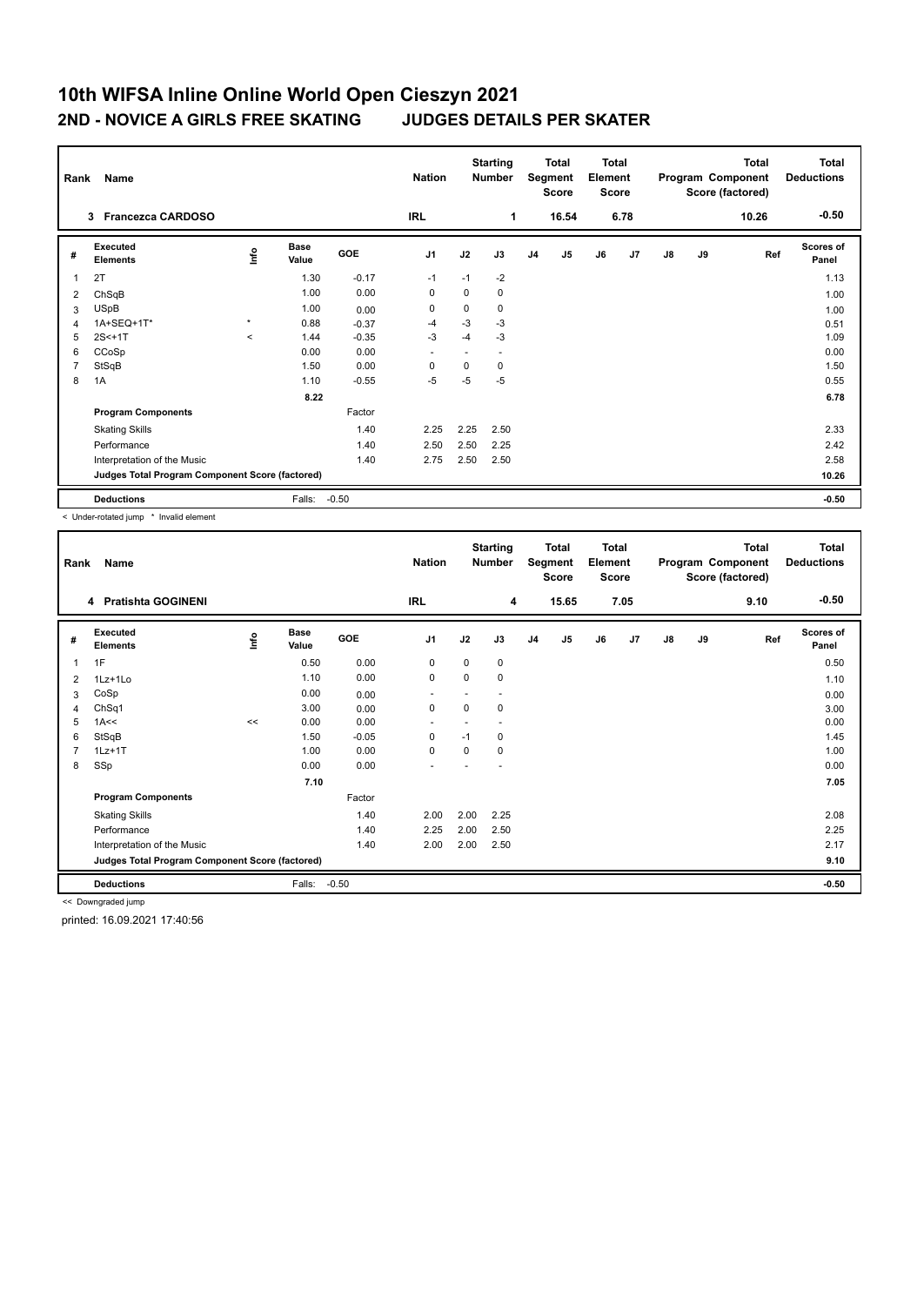# 10th WIFSA Inline Online World Open Cieszyn 2021

## 2ND - NOVICE A GIRLS FREE SKATING JUDGES DETAILS PER SKATER

| Rank | Name | Nation | Starting Number | Total Segment Score | Total Element Score | Total Program Component Score (factored) | Total Deductions |
|---|---|---|---|---|---|---|---|
| 3 | Francezca CARDOSO | IRL | 1 | 16.54 | 6.78 | 10.26 | -0.50 |

| # | Executed Elements | Info | Base Value | GOE | J1 | J2 | J3 | J4 | J5 | J6 | J7 | J8 | J9 | Ref | Scores of Panel |
|---|---|---|---|---|---|---|---|---|---|---|---|---|---|---|---|
| 1 | 2T | | 1.30 | -0.17 | -1 | -1 | -2 | | | | | | | | 1.13 |
| 2 | ChSqB | | 1.00 | 0.00 | 0 | 0 | 0 | | | | | | | | 1.00 |
| 3 | USpB | | 1.00 | 0.00 | 0 | 0 | 0 | | | | | | | | 1.00 |
| 4 | 1A+SEQ+1T* | * | 0.88 | -0.37 | -4 | -3 | -3 | | | | | | | | 0.51 |
| 5 | 2S<+1T | < | 1.44 | -0.35 | -3 | -4 | -3 | | | | | | | | 1.09 |
| 6 | CCoSp | | 0.00 | 0.00 | - | - | - | | | | | | | | 0.00 |
| 7 | StSqB | | 1.50 | 0.00 | 0 | 0 | 0 | | | | | | | | 1.50 |
| 8 | 1A | | 1.10 | -0.55 | -5 | -5 | -5 | | | | | | | | 0.55 |
| | | | 8.22 | | | | | | | | | | | | 6.78 |
| | **Program Components** | | | Factor | | | | | | | | | | | |
| | Skating Skills | | | 1.40 | 2.25 | 2.25 | 2.50 | | | | | | | | 2.33 |
| | Performance | | | 1.40 | 2.50 | 2.50 | 2.25 | | | | | | | | 2.42 |
| | Interpretation of the Music | | | 1.40 | 2.75 | 2.50 | 2.50 | | | | | | | | 2.58 |
| | **Judges Total Program Component Score (factored)** | | | | | | | | | | | | | | 10.26 |
| | **Deductions** | | Falls: | -0.50 | | | | | | | | | | | -0.50 |

< Under-rotated jump * Invalid element

| Rank | Name | Nation | Starting Number | Total Segment Score | Total Element Score | Total Program Component Score (factored) | Total Deductions |
|---|---|---|---|---|---|---|---|
| 4 | Pratishta GOGINENI | IRL | 4 | 15.65 | 7.05 | 9.10 | -0.50 |

| # | Executed Elements | Info | Base Value | GOE | J1 | J2 | J3 | J4 | J5 | J6 | J7 | J8 | J9 | Ref | Scores of Panel |
|---|---|---|---|---|---|---|---|---|---|---|---|---|---|---|---|
| 1 | 1F | | 0.50 | 0.00 | 0 | 0 | 0 | | | | | | | | 0.50 |
| 2 | 1Lz+1Lo | | 1.10 | 0.00 | 0 | 0 | 0 | | | | | | | | 1.10 |
| 3 | CoSp | | 0.00 | 0.00 | - | - | - | | | | | | | | 0.00 |
| 4 | ChSq1 | | 3.00 | 0.00 | 0 | 0 | 0 | | | | | | | | 3.00 |
| 5 | 1A<< | << | 0.00 | 0.00 | - | - | - | | | | | | | | 0.00 |
| 6 | StSqB | | 1.50 | -0.05 | 0 | -1 | 0 | | | | | | | | 1.45 |
| 7 | 1Lz+1T | | 1.00 | 0.00 | 0 | 0 | 0 | | | | | | | | 1.00 |
| 8 | SSp | | 0.00 | 0.00 | - | - | - | | | | | | | | 0.00 |
| | | | 7.10 | | | | | | | | | | | | 7.05 |
| | **Program Components** | | | Factor | | | | | | | | | | | |
| | Skating Skills | | | 1.40 | 2.00 | 2.00 | 2.25 | | | | | | | | 2.08 |
| | Performance | | | 1.40 | 2.25 | 2.00 | 2.50 | | | | | | | | 2.25 |
| | Interpretation of the Music | | | 1.40 | 2.00 | 2.00 | 2.50 | | | | | | | | 2.17 |
| | **Judges Total Program Component Score (factored)** | | | | | | | | | | | | | | 9.10 |
| | **Deductions** | | Falls: | -0.50 | | | | | | | | | | | -0.50 |

<< Downgraded jump

printed: 16.09.2021 17:40:56